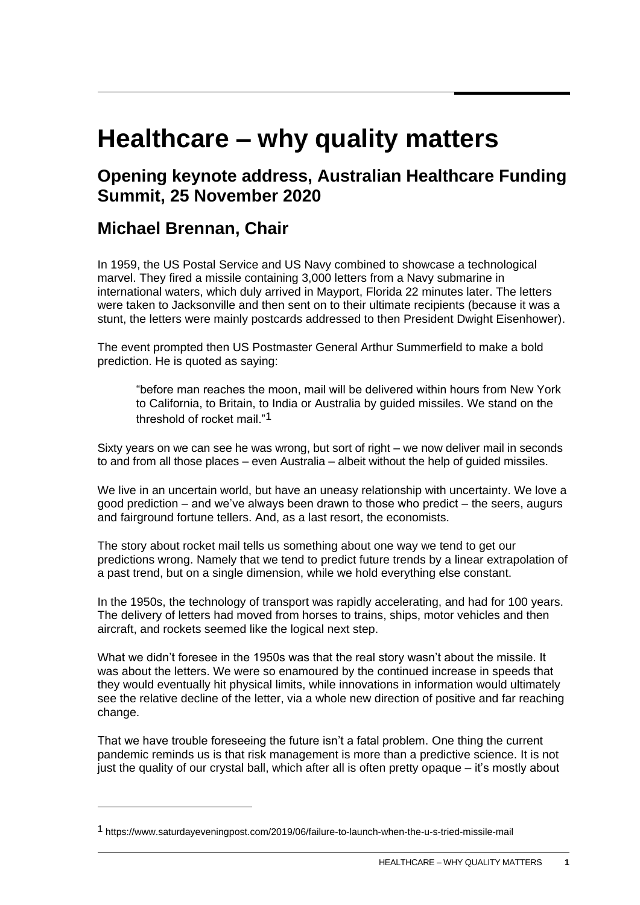# Healthcare – why quality matters

## Opening keynote address, Australian Healthcare Funding Summit, 25 November 2020

## Michael Brennan, Chair

In 1959, the US Postal Service and US Navy combined to showcase a technological marvel. They fired a missile containing 3,000 letters from a Navy submarine in international waters, which duly arrived in Mayport, Florida 22 minutes later. The letters were taken to Jacksonville and then sent on to their ultimate recipients (because it was a stunt, the letters were mainly postcards addressed to then President Dwight Eisenhower).

The event prompted then US Postmaster General Arthur Summerfield to make a bold prediction. He is quoted as saying:

> "before man reaches the moon, mail will be delivered within hours from New York to California, to Britain, to India or Australia by guided missiles. We stand on the threshold of rocket mail."[1]

Sixty years on we can see he was wrong, but sort of right – we now deliver mail in seconds to and from all those places – even Australia – albeit without the help of guided missiles.

We live in an uncertain world, but have an uneasy relationship with uncertainty. We love a good prediction – and we've always been drawn to those who predict – the seers, augurs and fairground fortune tellers. And, as a last resort, the economists.

The story about rocket mail tells us something about one way we tend to get our predictions wrong. Namely that we tend to predict future trends by a linear extrapolation of a past trend, but on a single dimension, while we hold everything else constant.

In the 1950s, the technology of transport was rapidly accelerating, and had for 100 years. The delivery of letters had moved from horses to trains, ships, motor vehicles and then aircraft, and rockets seemed like the logical next step.

What we didn't foresee in the 1950s was that the real story wasn't about the missile. It was about the letters. We were so enamoured by the continued increase in speeds that they would eventually hit physical limits, while innovations in information would ultimately see the relative decline of the letter, via a whole new direction of positive and far reaching change.

That we have trouble foreseeing the future isn't a fatal problem. One thing the current pandemic reminds us is that risk management is more than a predictive science. It is not just the quality of our crystal ball, which after all is often pretty opaque – it's mostly about

[1] https://www.saturdayeveningpost.com/2019/06/failure-to-launch-when-the-u-s-tried-missile-mail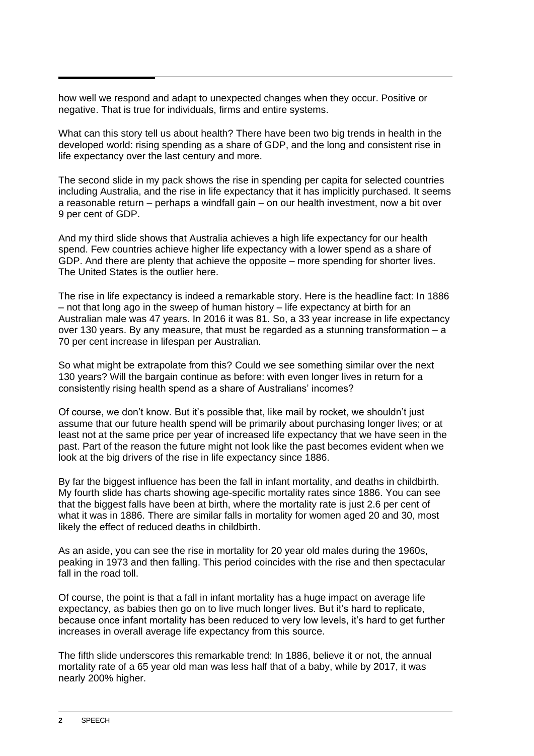how well we respond and adapt to unexpected changes when they occur. Positive or negative. That is true for individuals, firms and entire systems.

What can this story tell us about health? There have been two big trends in health in the developed world: rising spending as a share of GDP, and the long and consistent rise in life expectancy over the last century and more.

The second slide in my pack shows the rise in spending per capita for selected countries including Australia, and the rise in life expectancy that it has implicitly purchased. It seems a reasonable return – perhaps a windfall gain – on our health investment, now a bit over 9 per cent of GDP.

And my third slide shows that Australia achieves a high life expectancy for our health spend. Few countries achieve higher life expectancy with a lower spend as a share of GDP. And there are plenty that achieve the opposite – more spending for shorter lives. The United States is the outlier here.

The rise in life expectancy is indeed a remarkable story. Here is the headline fact: In 1886 – not that long ago in the sweep of human history – life expectancy at birth for an Australian male was 47 years. In 2016 it was 81. So, a 33 year increase in life expectancy over 130 years. By any measure, that must be regarded as a stunning transformation – a 70 per cent increase in lifespan per Australian.

So what might be extrapolate from this? Could we see something similar over the next 130 years? Will the bargain continue as before: with even longer lives in return for a consistently rising health spend as a share of Australians' incomes?

Of course, we don't know. But it's possible that, like mail by rocket, we shouldn't just assume that our future health spend will be primarily about purchasing longer lives; or at least not at the same price per year of increased life expectancy that we have seen in the past. Part of the reason the future might not look like the past becomes evident when we look at the big drivers of the rise in life expectancy since 1886.

By far the biggest influence has been the fall in infant mortality, and deaths in childbirth. My fourth slide has charts showing age-specific mortality rates since 1886. You can see that the biggest falls have been at birth, where the mortality rate is just 2.6 per cent of what it was in 1886. There are similar falls in mortality for women aged 20 and 30, most likely the effect of reduced deaths in childbirth.

As an aside, you can see the rise in mortality for 20 year old males during the 1960s, peaking in 1973 and then falling. This period coincides with the rise and then spectacular fall in the road toll.

Of course, the point is that a fall in infant mortality has a huge impact on average life expectancy, as babies then go on to live much longer lives. But it's hard to replicate, because once infant mortality has been reduced to very low levels, it's hard to get further increases in overall average life expectancy from this source.

The fifth slide underscores this remarkable trend: In 1886, believe it or not, the annual mortality rate of a 65 year old man was less half that of a baby, while by 2017, it was nearly 200% higher.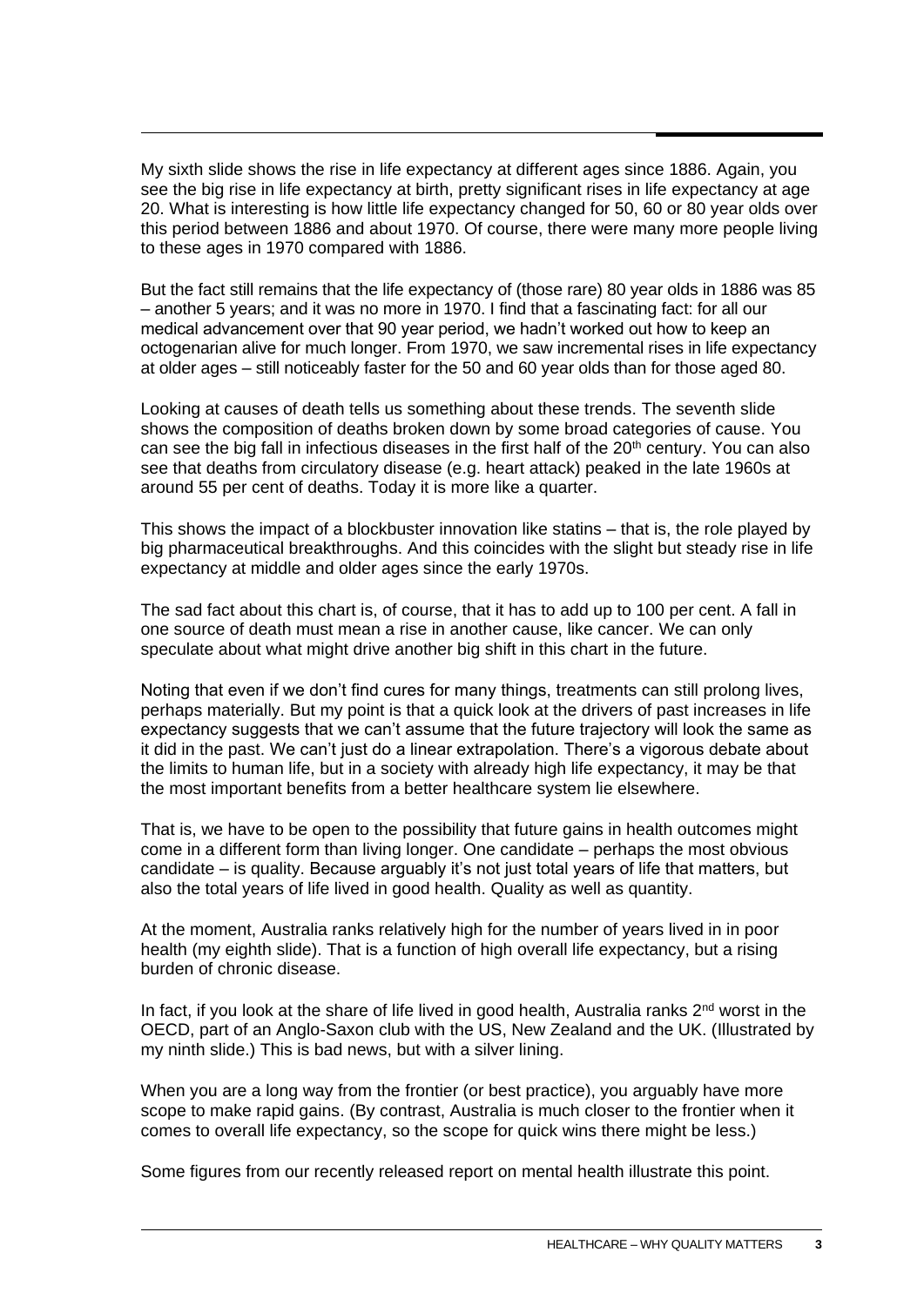My sixth slide shows the rise in life expectancy at different ages since 1886. Again, you see the big rise in life expectancy at birth, pretty significant rises in life expectancy at age 20. What is interesting is how little life expectancy changed for 50, 60 or 80 year olds over this period between 1886 and about 1970. Of course, there were many more people living to these ages in 1970 compared with 1886.

But the fact still remains that the life expectancy of (those rare) 80 year olds in 1886 was 85 – another 5 years; and it was no more in 1970. I find that a fascinating fact: for all our medical advancement over that 90 year period, we hadn't worked out how to keep an octogenarian alive for much longer. From 1970, we saw incremental rises in life expectancy at older ages – still noticeably faster for the 50 and 60 year olds than for those aged 80.

Looking at causes of death tells us something about these trends. The seventh slide shows the composition of deaths broken down by some broad categories of cause. You can see the big fall in infectious diseases in the first half of the 20th century. You can also see that deaths from circulatory disease (e.g. heart attack) peaked in the late 1960s at around 55 per cent of deaths. Today it is more like a quarter.

This shows the impact of a blockbuster innovation like statins – that is, the role played by big pharmaceutical breakthroughs. And this coincides with the slight but steady rise in life expectancy at middle and older ages since the early 1970s.

The sad fact about this chart is, of course, that it has to add up to 100 per cent. A fall in one source of death must mean a rise in another cause, like cancer. We can only speculate about what might drive another big shift in this chart in the future.

Noting that even if we don't find cures for many things, treatments can still prolong lives, perhaps materially. But my point is that a quick look at the drivers of past increases in life expectancy suggests that we can't assume that the future trajectory will look the same as it did in the past. We can't just do a linear extrapolation. There's a vigorous debate about the limits to human life, but in a society with already high life expectancy, it may be that the most important benefits from a better healthcare system lie elsewhere.

That is, we have to be open to the possibility that future gains in health outcomes might come in a different form than living longer. One candidate – perhaps the most obvious candidate – is quality. Because arguably it's not just total years of life that matters, but also the total years of life lived in good health. Quality as well as quantity.

At the moment, Australia ranks relatively high for the number of years lived in in poor health (my eighth slide). That is a function of high overall life expectancy, but a rising burden of chronic disease.

In fact, if you look at the share of life lived in good health, Australia ranks 2nd worst in the OECD, part of an Anglo-Saxon club with the US, New Zealand and the UK. (Illustrated by my ninth slide.) This is bad news, but with a silver lining.

When you are a long way from the frontier (or best practice), you arguably have more scope to make rapid gains. (By contrast, Australia is much closer to the frontier when it comes to overall life expectancy, so the scope for quick wins there might be less.)

Some figures from our recently released report on mental health illustrate this point.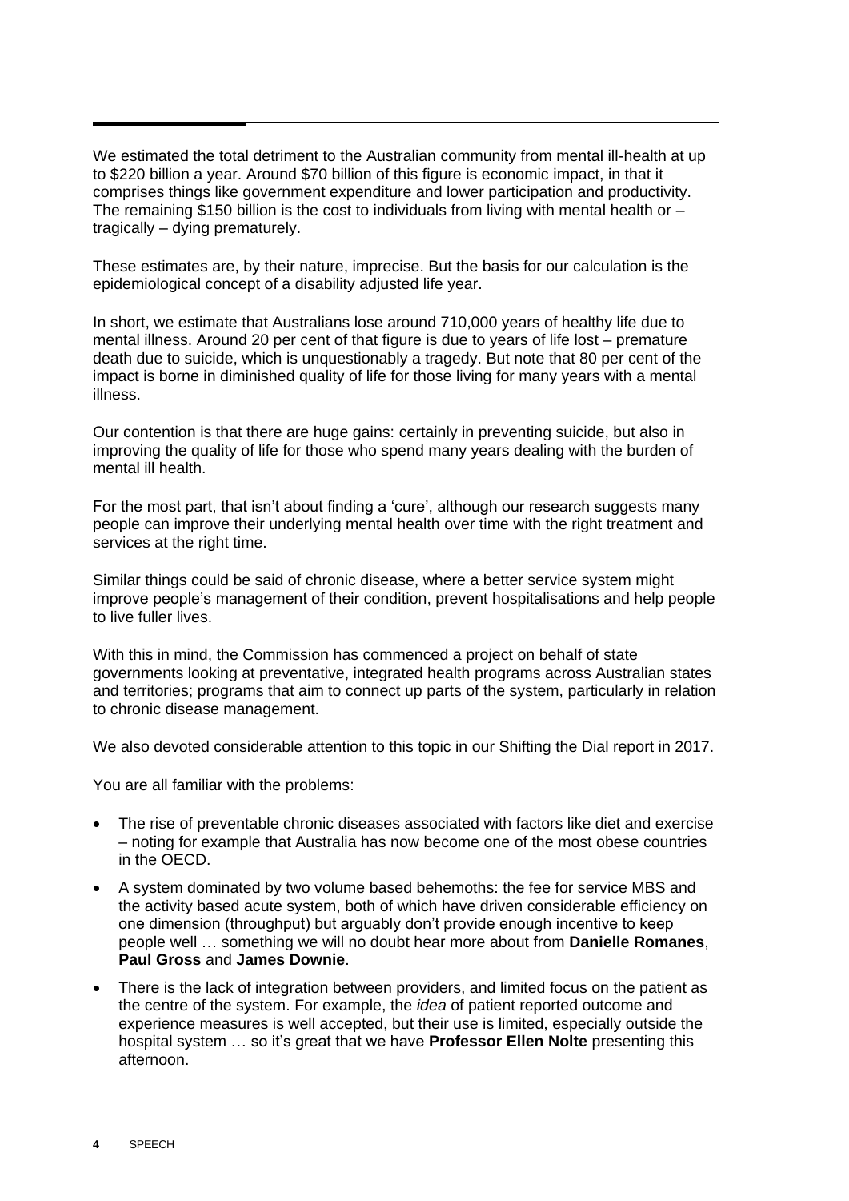We estimated the total detriment to the Australian community from mental ill-health at up to $220 billion a year. Around $70 billion of this figure is economic impact, in that it comprises things like government expenditure and lower participation and productivity. The remaining $150 billion is the cost to individuals from living with mental health or – tragically – dying prematurely.

These estimates are, by their nature, imprecise. But the basis for our calculation is the epidemiological concept of a disability adjusted life year.

In short, we estimate that Australians lose around 710,000 years of healthy life due to mental illness. Around 20 per cent of that figure is due to years of life lost – premature death due to suicide, which is unquestionably a tragedy. But note that 80 per cent of the impact is borne in diminished quality of life for those living for many years with a mental illness.

Our contention is that there are huge gains: certainly in preventing suicide, but also in improving the quality of life for those who spend many years dealing with the burden of mental ill health.

For the most part, that isn't about finding a 'cure', although our research suggests many people can improve their underlying mental health over time with the right treatment and services at the right time.

Similar things could be said of chronic disease, where a better service system might improve people's management of their condition, prevent hospitalisations and help people to live fuller lives.

With this in mind, the Commission has commenced a project on behalf of state governments looking at preventative, integrated health programs across Australian states and territories; programs that aim to connect up parts of the system, particularly in relation to chronic disease management.

We also devoted considerable attention to this topic in our Shifting the Dial report in 2017.

You are all familiar with the problems:

- The rise of preventable chronic diseases associated with factors like diet and exercise – noting for example that Australia has now become one of the most obese countries in the OECD.
- A system dominated by two volume based behemoths: the fee for service MBS and the activity based acute system, both of which have driven considerable efficiency on one dimension (throughput) but arguably don't provide enough incentive to keep people well … something we will no doubt hear more about from **Danielle Romanes**, **Paul Gross** and **James Downie**.
- There is the lack of integration between providers, and limited focus on the patient as the centre of the system. For example, the *idea* of patient reported outcome and experience measures is well accepted, but their use is limited, especially outside the hospital system … so it's great that we have **Professor Ellen Nolte** presenting this afternoon.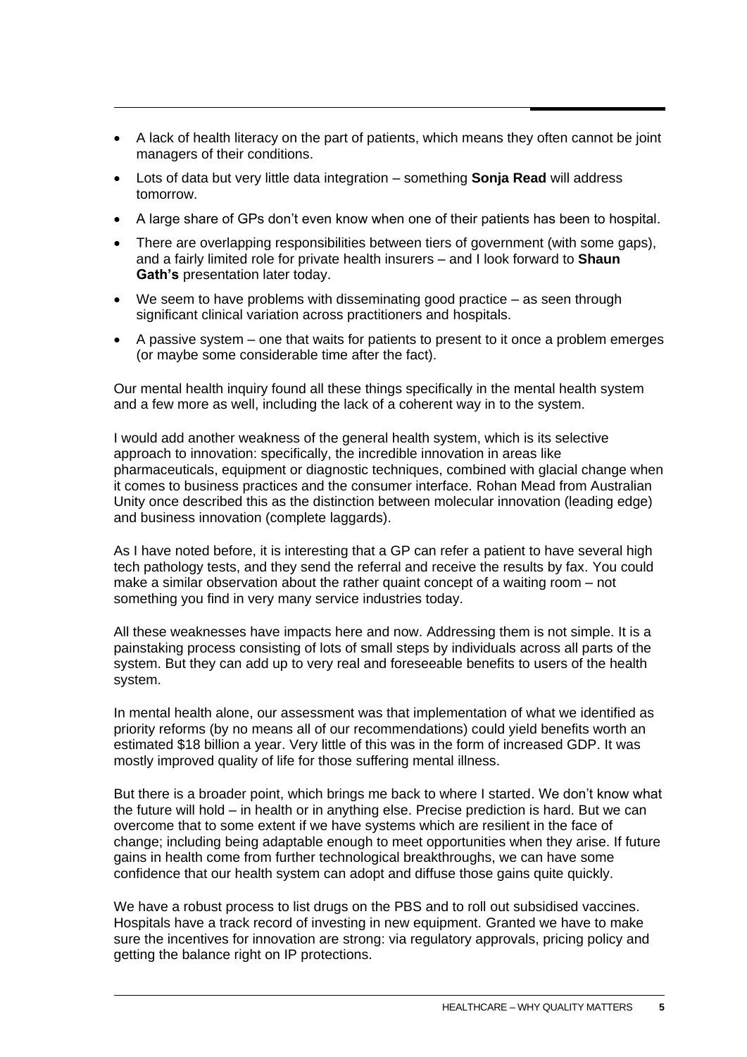- A lack of health literacy on the part of patients, which means they often cannot be joint managers of their conditions.
- Lots of data but very little data integration – something **Sonja Read** will address tomorrow.
- A large share of GPs don't even know when one of their patients has been to hospital.
- There are overlapping responsibilities between tiers of government (with some gaps), and a fairly limited role for private health insurers – and I look forward to **Shaun Gath's** presentation later today.
- We seem to have problems with disseminating good practice – as seen through significant clinical variation across practitioners and hospitals.
- A passive system – one that waits for patients to present to it once a problem emerges (or maybe some considerable time after the fact).

Our mental health inquiry found all these things specifically in the mental health system and a few more as well, including the lack of a coherent way in to the system.

I would add another weakness of the general health system, which is its selective approach to innovation: specifically, the incredible innovation in areas like pharmaceuticals, equipment or diagnostic techniques, combined with glacial change when it comes to business practices and the consumer interface. Rohan Mead from Australian Unity once described this as the distinction between molecular innovation (leading edge) and business innovation (complete laggards).

As I have noted before, it is interesting that a GP can refer a patient to have several high tech pathology tests, and they send the referral and receive the results by fax. You could make a similar observation about the rather quaint concept of a waiting room – not something you find in very many service industries today.

All these weaknesses have impacts here and now. Addressing them is not simple. It is a painstaking process consisting of lots of small steps by individuals across all parts of the system. But they can add up to very real and foreseeable benefits to users of the health system.

In mental health alone, our assessment was that implementation of what we identified as priority reforms (by no means all of our recommendations) could yield benefits worth an estimated $18 billion a year. Very little of this was in the form of increased GDP. It was mostly improved quality of life for those suffering mental illness.

But there is a broader point, which brings me back to where I started. We don't know what the future will hold – in health or in anything else. Precise prediction is hard. But we can overcome that to some extent if we have systems which are resilient in the face of change; including being adaptable enough to meet opportunities when they arise. If future gains in health come from further technological breakthroughs, we can have some confidence that our health system can adopt and diffuse those gains quite quickly.

We have a robust process to list drugs on the PBS and to roll out subsidised vaccines. Hospitals have a track record of investing in new equipment. Granted we have to make sure the incentives for innovation are strong: via regulatory approvals, pricing policy and getting the balance right on IP protections.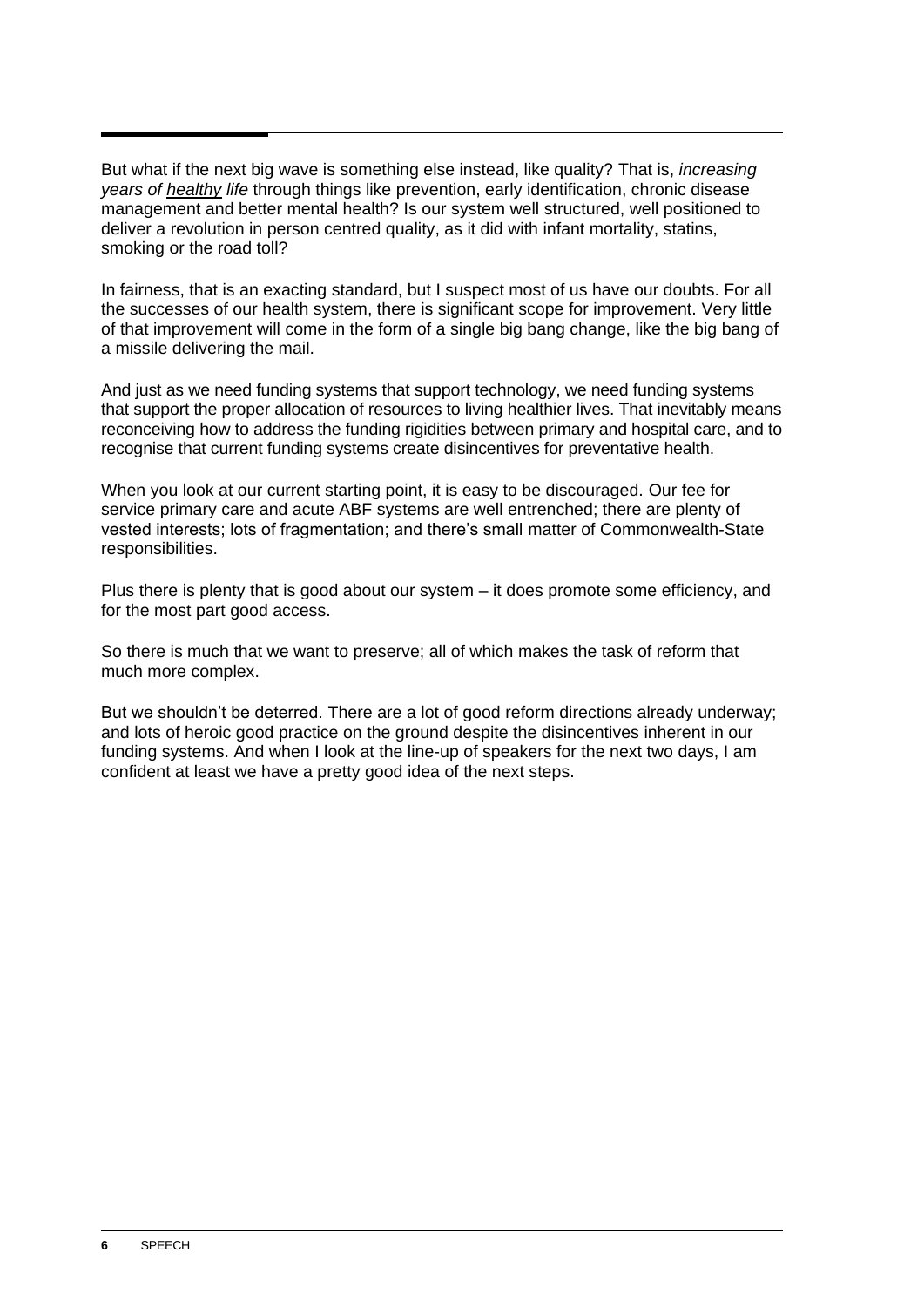But what if the next big wave is something else instead, like quality? That is, *increasing years of healthy life* through things like prevention, early identification, chronic disease management and better mental health? Is our system well structured, well positioned to deliver a revolution in person centred quality, as it did with infant mortality, statins, smoking or the road toll?

In fairness, that is an exacting standard, but I suspect most of us have our doubts. For all the successes of our health system, there is significant scope for improvement. Very little of that improvement will come in the form of a single big bang change, like the big bang of a missile delivering the mail.

And just as we need funding systems that support technology, we need funding systems that support the proper allocation of resources to living healthier lives. That inevitably means reconceiving how to address the funding rigidities between primary and hospital care, and to recognise that current funding systems create disincentives for preventative health.

When you look at our current starting point, it is easy to be discouraged. Our fee for service primary care and acute ABF systems are well entrenched; there are plenty of vested interests; lots of fragmentation; and there's small matter of Commonwealth-State responsibilities.

Plus there is plenty that is good about our system – it does promote some efficiency, and for the most part good access.

So there is much that we want to preserve; all of which makes the task of reform that much more complex.

But we shouldn't be deterred. There are a lot of good reform directions already underway; and lots of heroic good practice on the ground despite the disincentives inherent in our funding systems. And when I look at the line-up of speakers for the next two days, I am confident at least we have a pretty good idea of the next steps.